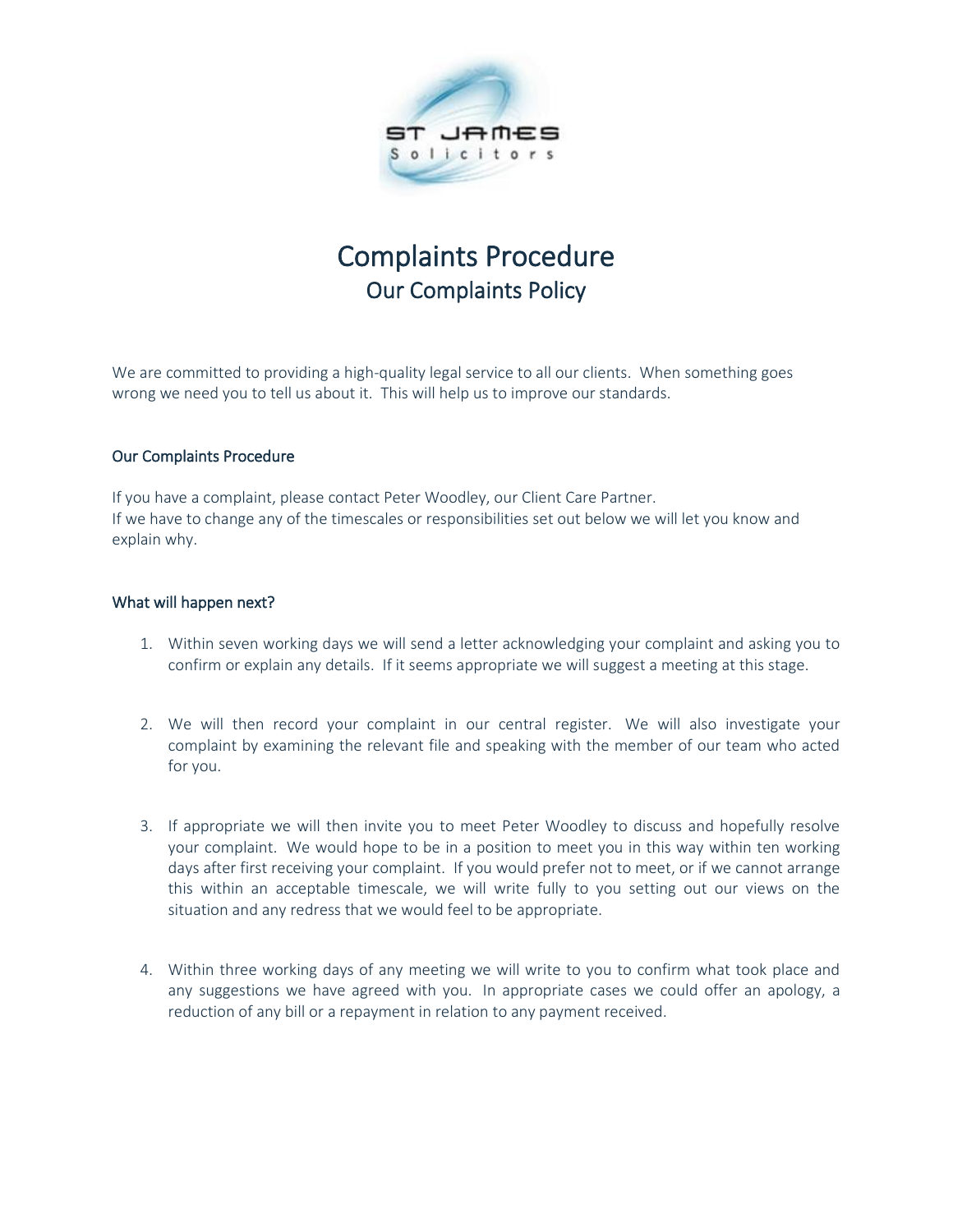# Complaints Procedure

## Our Complaints Policy

We are committed to providing a high-quality legal service to all our clients. When something goes wrong we need you to tell us about it. This will help us to improve our standards.

### Our Complaints Procedure

If you have a complaint, please contact Peter Woodley, our Client Care Partner.
If we have to change any of the timescales or responsibilities set out below we will let you know and explain why.

### What will happen next?

1. Within seven working days we will send a letter acknowledging your complaint and asking you to confirm or explain any details. If it seems appropriate we will suggest a meeting at this stage.

2. We will then record your complaint in our central register. We will also investigate your complaint by examining the relevant file and speaking with the member of our team who acted for you.

3. If appropriate we will then invite you to meet Peter Woodley to discuss and hopefully resolve your complaint. We would hope to be in a position to meet you in this way within ten working days after first receiving your complaint. If you would prefer not to meet, or if we cannot arrange this within an acceptable timescale, we will write fully to you setting out our views on the situation and any redress that we would feel to be appropriate.

4. Within three working days of any meeting we will write to you to confirm what took place and any suggestions we have agreed with you. In appropriate cases we could offer an apology, a reduction of any bill or a repayment in relation to any payment received.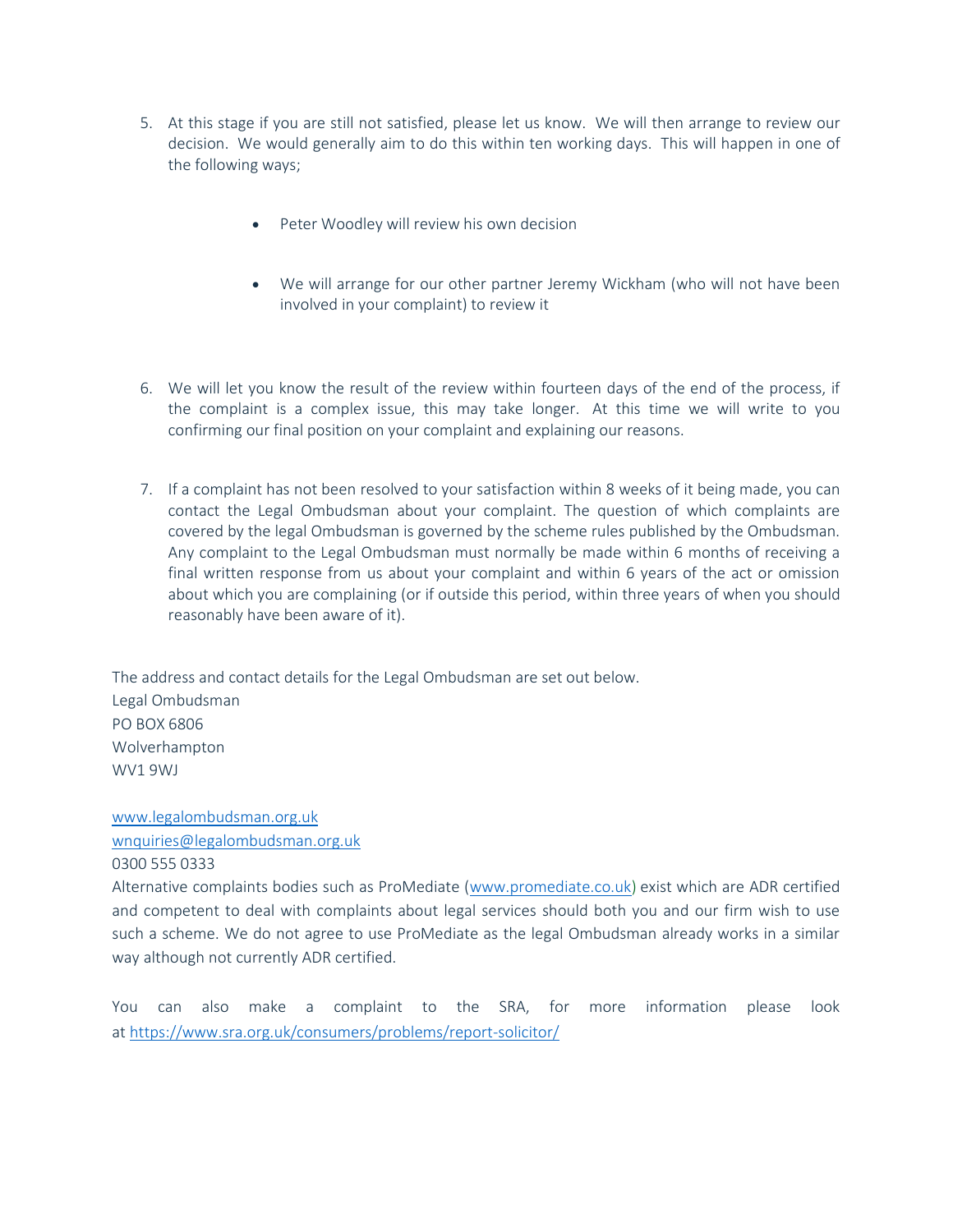5. At this stage if you are still not satisfied, please let us know. We will then arrange to review our decision. We would generally aim to do this within ten working days. This will happen in one of the following ways;

   - Peter Woodley will review his own decision

   - We will arrange for our other partner Jeremy Wickham (who will not have been involved in your complaint) to review it

6. We will let you know the result of the review within fourteen days of the end of the process, if the complaint is a complex issue, this may take longer. At this time we will write to you confirming our final position on your complaint and explaining our reasons.

7. If a complaint has not been resolved to your satisfaction within 8 weeks of it being made, you can contact the Legal Ombudsman about your complaint. The question of which complaints are covered by the legal Ombudsman is governed by the scheme rules published by the Ombudsman. Any complaint to the Legal Ombudsman must normally be made within 6 months of receiving a final written response from us about your complaint and within 6 years of the act or omission about which you are complaining (or if outside this period, within three years of when you should reasonably have been aware of it).

The address and contact details for the Legal Ombudsman are set out below.
Legal Ombudsman
PO BOX 6806
Wolverhampton
WV1 9WJ

[www.legalombudsman.org.uk](http://www.legalombudsman.org.uk)
[wnquiries@legalombudsman.org.uk](mailto:wnquiries@legalombudsman.org.uk)
0300 555 0333
Alternative complaints bodies such as ProMediate ([www.promediate.co.uk](http://www.promediate.co.uk)) exist which are ADR certified and competent to deal with complaints about legal services should both you and our firm wish to use such a scheme. We do not agree to use ProMediate as the legal Ombudsman already works in a similar way although not currently ADR certified.

You can also make a complaint to the SRA, for more information please look at [https://www.sra.org.uk/consumers/problems/report-solicitor/](https://www.sra.org.uk/consumers/problems/report-solicitor/)